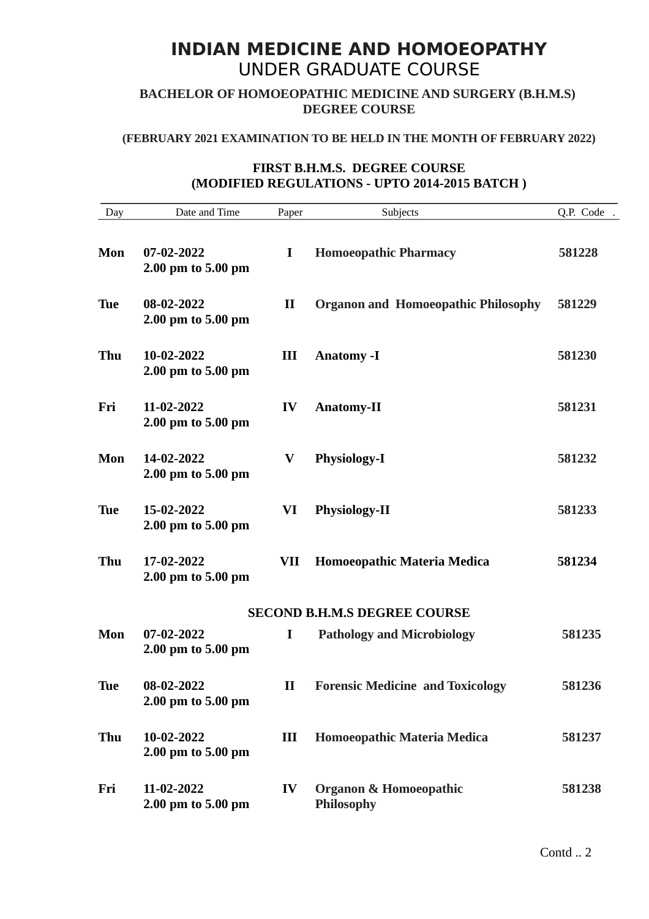# INDIAN MEDICINE AND HOMOEOPATHY
## UNDER GRADUATE COURSE

### BACHELOR OF HOMOEOPATHIC MEDICINE AND SURGERY (B.H.M.S) DEGREE COURSE

**(FEBRUARY 2021 EXAMINATION TO BE HELD IN THE MONTH OF FEBRUARY 2022)**

### FIRST B.H.M.S. DEGREE COURSE
### (MODIFIED REGULATIONS - UPTO 2014-2015 BATCH )

| Day | Date and Time | Paper | Subjects | Q.P. Code |
|---|---|---|---|---|
| **Mon** | **07-02-2022 2.00 pm to 5.00 pm** | **I** | **Homoeopathic Pharmacy** | **581228** |
| **Tue** | **08-02-2022 2.00 pm to 5.00 pm** | **II** | **Organon and Homoeopathic Philosophy** | **581229** |
| **Thu** | **10-02-2022 2.00 pm to 5.00 pm** | **III** | **Anatomy -I** | **581230** |
| **Fri** | **11-02-2022 2.00 pm to 5.00 pm** | **IV** | **Anatomy-II** | **581231** |
| **Mon** | **14-02-2022 2.00 pm to 5.00 pm** | **V** | **Physiology-I** | **581232** |
| **Tue** | **15-02-2022 2.00 pm to 5.00 pm** | **VI** | **Physiology-II** | **581233** |
| **Thu** | **17-02-2022 2.00 pm to 5.00 pm** | **VII** | **Homoeopathic Materia Medica** | **581234** |

### SECOND B.H.M.S DEGREE COURSE

| Day | Date and Time | Paper | Subjects | Q.P. Code |
|---|---|---|---|---|
| **Mon** | **07-02-2022 2.00 pm to 5.00 pm** | **I** | **Pathology and Microbiology** | **581235** |
| **Tue** | **08-02-2022 2.00 pm to 5.00 pm** | **II** | **Forensic Medicine and Toxicology** | **581236** |
| **Thu** | **10-02-2022 2.00 pm to 5.00 pm** | **III** | **Homoeopathic Materia Medica** | **581237** |
| **Fri** | **11-02-2022 2.00 pm to 5.00 pm** | **IV** | **Organon & Homoeopathic Philosophy** | **581238** |

Contd .. 2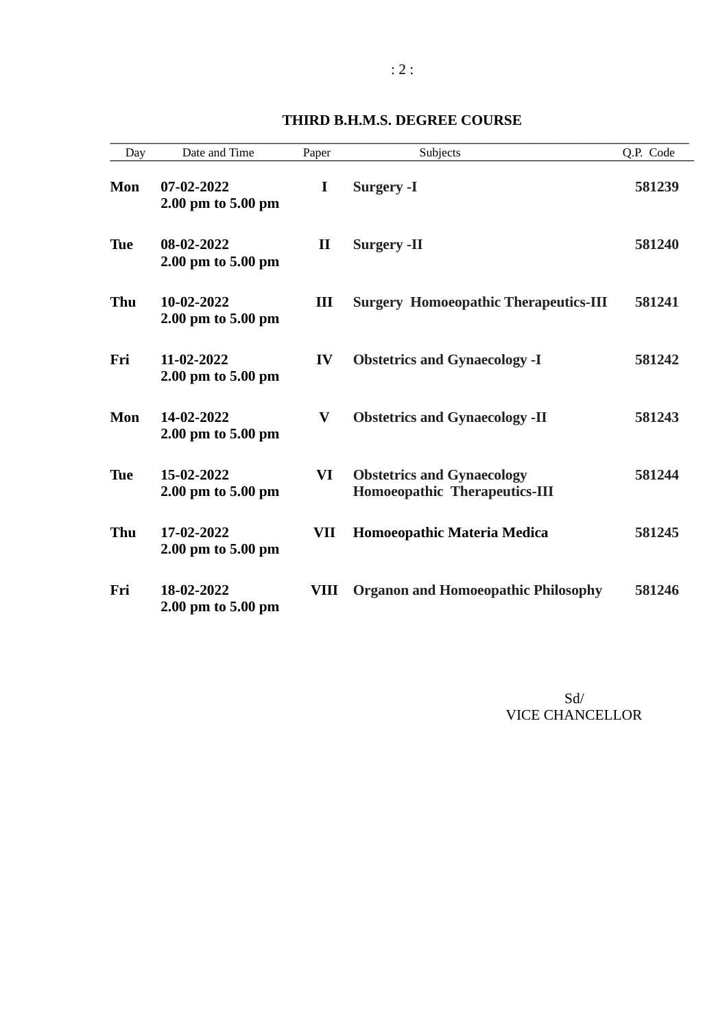## THIRD B.H.M.S. DEGREE COURSE

| Day | Date and Time | Paper | Subjects | Q.P. Code |
|---|---|---|---|---|
| **Mon** | **07-02-2022 2.00 pm to 5.00 pm** | **I** | **Surgery -I** | **581239** |
| **Tue** | **08-02-2022 2.00 pm to 5.00 pm** | **II** | **Surgery -II** | **581240** |
| **Thu** | **10-02-2022 2.00 pm to 5.00 pm** | **III** | **Surgery Homoeopathic Therapeutics-III** | **581241** |
| **Fri** | **11-02-2022 2.00 pm to 5.00 pm** | **IV** | **Obstetrics and Gynaecology -I** | **581242** |
| **Mon** | **14-02-2022 2.00 pm to 5.00 pm** | **V** | **Obstetrics and Gynaecology -II** | **581243** |
| **Tue** | **15-02-2022 2.00 pm to 5.00 pm** | **VI** | **Obstetrics and Gynaecology Homoeopathic Therapeutics-III** | **581244** |
| **Thu** | **17-02-2022 2.00 pm to 5.00 pm** | **VII** | **Homoeopathic Materia Medica** | **581245** |
| **Fri** | **18-02-2022 2.00 pm to 5.00 pm** | **VIII** | **Organon and Homoeopathic Philosophy** | **581246** |

Sd/
VICE CHANCELLOR